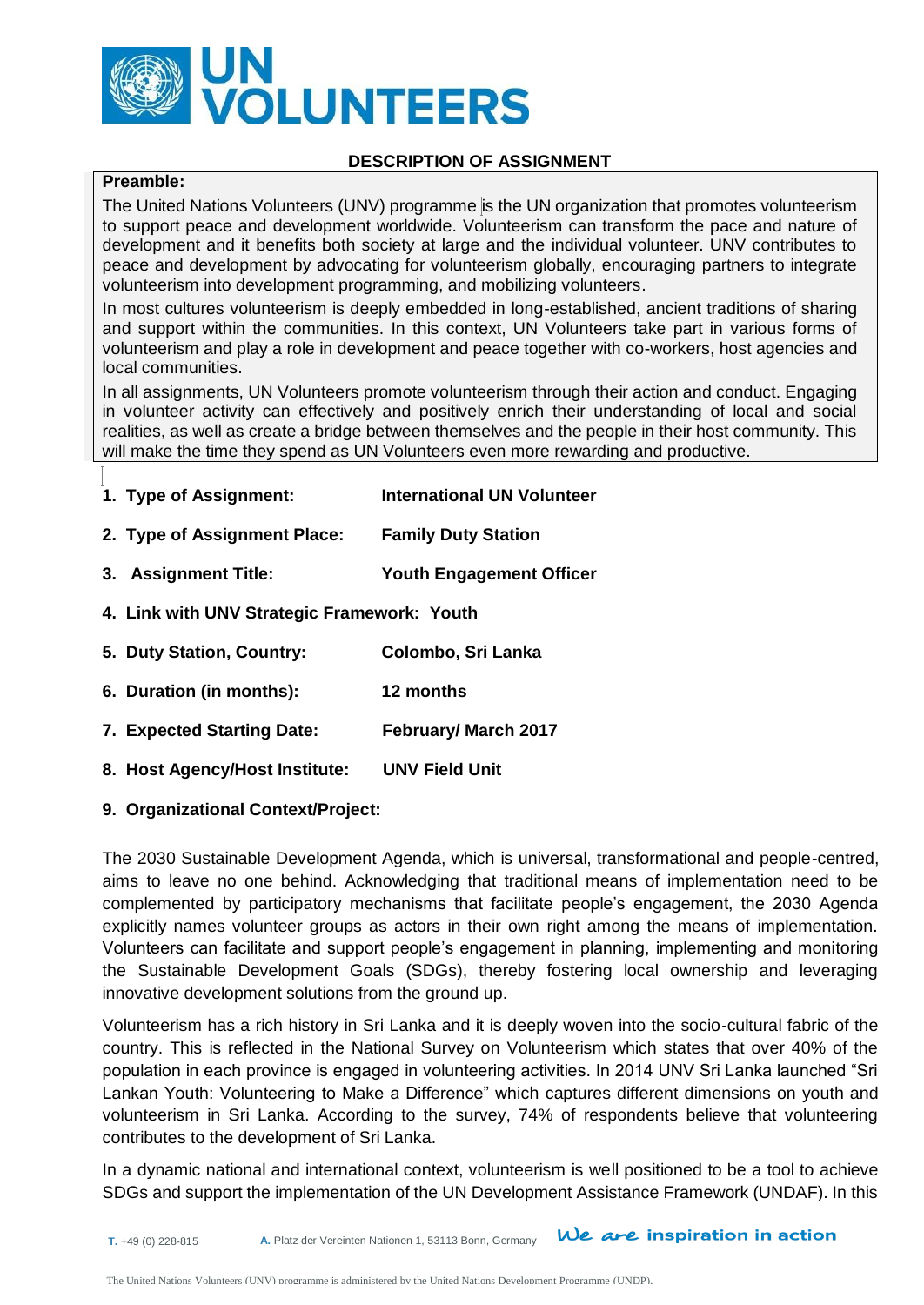**DESCRIPTION OF ASSIGNMENT**

**Preamble:**

The United Nations Volunteers (UNV) programme is the UN organization that promotes volunteerism to support peace and development worldwide. Volunteerism can transform the pace and nature of development and it benefits both society at large and the individual volunteer. UNV contributes to peace and development by advocating for volunteerism globally, encouraging partners to integrate volunteerism into development programming, and mobilizing volunteers.

In most cultures volunteerism is deeply embedded in long-established, ancient traditions of sharing and support within the communities. In this context, UN Volunteers take part in various forms of volunteerism and play a role in development and peace together with co-workers, host agencies and local communities.

In all assignments, UN Volunteers promote volunteerism through their action and conduct. Engaging in volunteer activity can effectively and positively enrich their understanding of local and social realities, as well as create a bridge between themselves and the people in their host community. This will make the time they spend as UN Volunteers even more rewarding and productive.

1. **Type of Assignment:** **International UN Volunteer**
2. **Type of Assignment Place:** **Family Duty Station**
3. **Assignment Title:** **Youth Engagement Officer**
4. **Link with UNV Strategic Framework: Youth**
5. **Duty Station, Country:** **Colombo, Sri Lanka**
6. **Duration (in months):** **12 months**
7. **Expected Starting Date:** **February/ March 2017**
8. **Host Agency/Host Institute:** **UNV Field Unit**
9. **Organizational Context/Project:**

The 2030 Sustainable Development Agenda, which is universal, transformational and people-centred, aims to leave no one behind. Acknowledging that traditional means of implementation need to be complemented by participatory mechanisms that facilitate people's engagement, the 2030 Agenda explicitly names volunteer groups as actors in their own right among the means of implementation. Volunteers can facilitate and support people's engagement in planning, implementing and monitoring the Sustainable Development Goals (SDGs), thereby fostering local ownership and leveraging innovative development solutions from the ground up.

Volunteerism has a rich history in Sri Lanka and it is deeply woven into the socio-cultural fabric of the country. This is reflected in the National Survey on Volunteerism which states that over 40% of the population in each province is engaged in volunteering activities. In 2014 UNV Sri Lanka launched "Sri Lankan Youth: Volunteering to Make a Difference" which captures different dimensions on youth and volunteerism in Sri Lanka. According to the survey, 74% of respondents believe that volunteering contributes to the development of Sri Lanka.

In a dynamic national and international context, volunteerism is well positioned to be a tool to achieve SDGs and support the implementation of the UN Development Assistance Framework (UNDAF). In this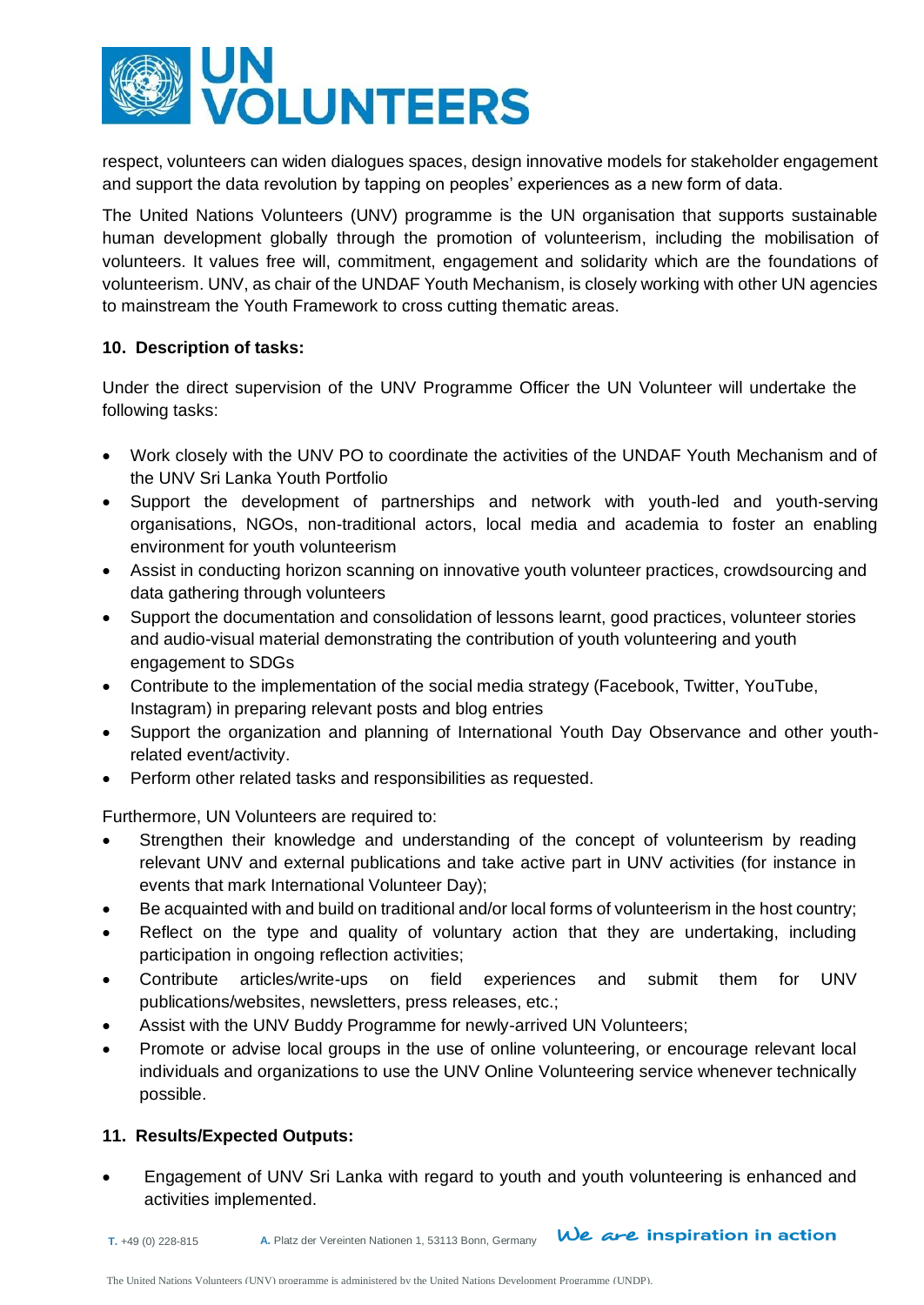respect, volunteers can widen dialogues spaces, design innovative models for stakeholder engagement and support the data revolution by tapping on peoples' experiences as a new form of data.

The United Nations Volunteers (UNV) programme is the UN organisation that supports sustainable human development globally through the promotion of volunteerism, including the mobilisation of volunteers. It values free will, commitment, engagement and solidarity which are the foundations of volunteerism. UNV, as chair of the UNDAF Youth Mechanism, is closely working with other UN agencies to mainstream the Youth Framework to cross cutting thematic areas.

**10. Description of tasks:**

Under the direct supervision of the UNV Programme Officer the UN Volunteer will undertake the following tasks:

- Work closely with the UNV PO to coordinate the activities of the UNDAF Youth Mechanism and of the UNV Sri Lanka Youth Portfolio
- Support the development of partnerships and network with youth-led and youth-serving organisations, NGOs, non-traditional actors, local media and academia to foster an enabling environment for youth volunteerism
- Assist in conducting horizon scanning on innovative youth volunteer practices, crowdsourcing and data gathering through volunteers
- Support the documentation and consolidation of lessons learnt, good practices, volunteer stories and audio-visual material demonstrating the contribution of youth volunteering and youth engagement to SDGs
- Contribute to the implementation of the social media strategy (Facebook, Twitter, YouTube, Instagram) in preparing relevant posts and blog entries
- Support the organization and planning of International Youth Day Observance and other youth-related event/activity.
- Perform other related tasks and responsibilities as requested.

Furthermore, UN Volunteers are required to:

- Strengthen their knowledge and understanding of the concept of volunteerism by reading relevant UNV and external publications and take active part in UNV activities (for instance in events that mark International Volunteer Day);
- Be acquainted with and build on traditional and/or local forms of volunteerism in the host country;
- Reflect on the type and quality of voluntary action that they are undertaking, including participation in ongoing reflection activities;
- Contribute articles/write-ups on field experiences and submit them for UNV publications/websites, newsletters, press releases, etc.;
- Assist with the UNV Buddy Programme for newly-arrived UN Volunteers;
- Promote or advise local groups in the use of online volunteering, or encourage relevant local individuals and organizations to use the UNV Online Volunteering service whenever technically possible.

**11. Results/Expected Outputs:**

- Engagement of UNV Sri Lanka with regard to youth and youth volunteering is enhanced and activities implemented.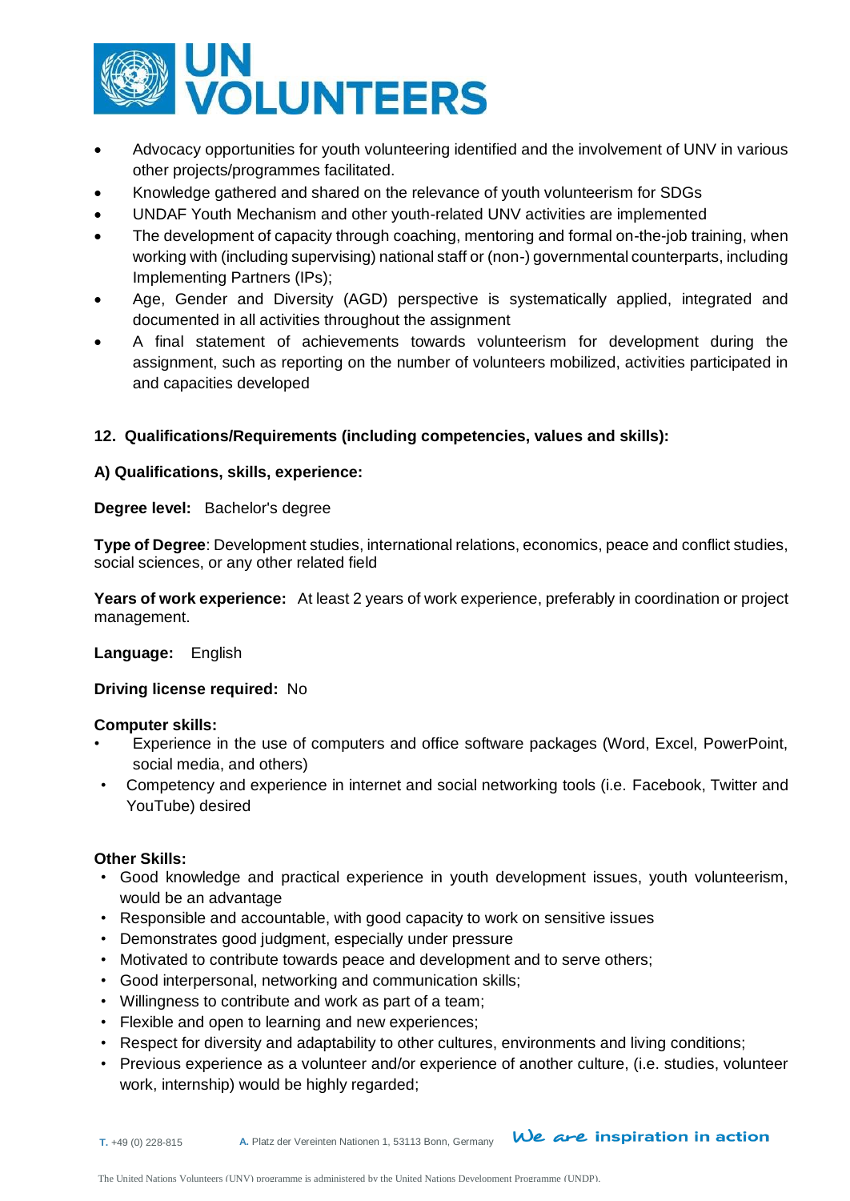- Advocacy opportunities for youth volunteering identified and the involvement of UNV in various other projects/programmes facilitated.
- Knowledge gathered and shared on the relevance of youth volunteerism for SDGs
- UNDAF Youth Mechanism and other youth-related UNV activities are implemented
- The development of capacity through coaching, mentoring and formal on-the-job training, when working with (including supervising) national staff or (non-) governmental counterparts, including Implementing Partners (IPs);
- Age, Gender and Diversity (AGD) perspective is systematically applied, integrated and documented in all activities throughout the assignment
- A final statement of achievements towards volunteerism for development during the assignment, such as reporting on the number of volunteers mobilized, activities participated in and capacities developed

**12. Qualifications/Requirements (including competencies, values and skills):**

**A) Qualifications, skills, experience:**

**Degree level:** Bachelor's degree

**Type of Degree**: Development studies, international relations, economics, peace and conflict studies, social sciences, or any other related field

**Years of work experience:** At least 2 years of work experience, preferably in coordination or project management.

**Language:** English

**Driving license required:** No

**Computer skills:**

- Experience in the use of computers and office software packages (Word, Excel, PowerPoint, social media, and others)
- Competency and experience in internet and social networking tools (i.e. Facebook, Twitter and YouTube) desired

**Other Skills:**

- Good knowledge and practical experience in youth development issues, youth volunteerism, would be an advantage
- Responsible and accountable, with good capacity to work on sensitive issues
- Demonstrates good judgment, especially under pressure
- Motivated to contribute towards peace and development and to serve others;
- Good interpersonal, networking and communication skills;
- Willingness to contribute and work as part of a team;
- Flexible and open to learning and new experiences;
- Respect for diversity and adaptability to other cultures, environments and living conditions;
- Previous experience as a volunteer and/or experience of another culture, (i.e. studies, volunteer work, internship) would be highly regarded;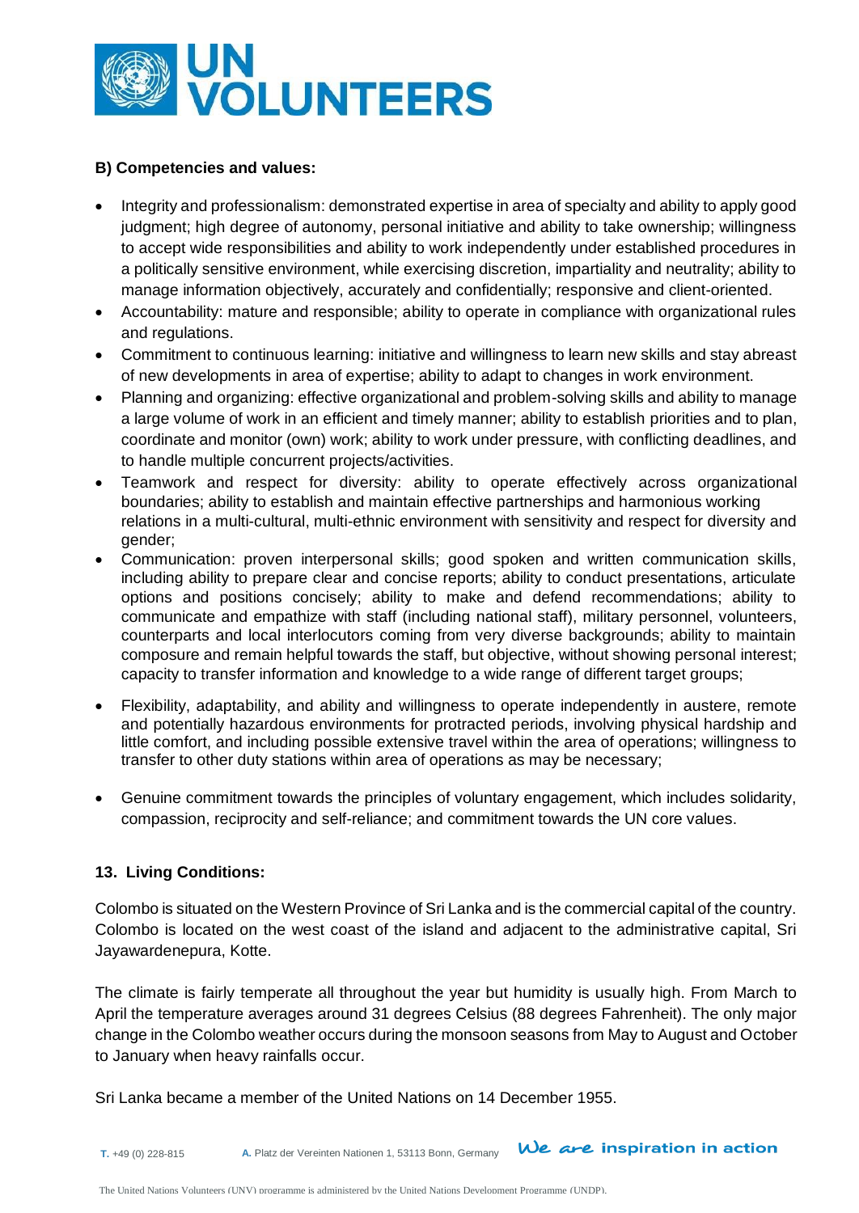**B) Competencies and values:**

- Integrity and professionalism: demonstrated expertise in area of specialty and ability to apply good judgment; high degree of autonomy, personal initiative and ability to take ownership; willingness to accept wide responsibilities and ability to work independently under established procedures in a politically sensitive environment, while exercising discretion, impartiality and neutrality; ability to manage information objectively, accurately and confidentially; responsive and client-oriented.
- Accountability: mature and responsible; ability to operate in compliance with organizational rules and regulations.
- Commitment to continuous learning: initiative and willingness to learn new skills and stay abreast of new developments in area of expertise; ability to adapt to changes in work environment.
- Planning and organizing: effective organizational and problem-solving skills and ability to manage a large volume of work in an efficient and timely manner; ability to establish priorities and to plan, coordinate and monitor (own) work; ability to work under pressure, with conflicting deadlines, and to handle multiple concurrent projects/activities.
- Teamwork and respect for diversity: ability to operate effectively across organizational boundaries; ability to establish and maintain effective partnerships and harmonious working relations in a multi-cultural, multi-ethnic environment with sensitivity and respect for diversity and gender;
- Communication: proven interpersonal skills; good spoken and written communication skills, including ability to prepare clear and concise reports; ability to conduct presentations, articulate options and positions concisely; ability to make and defend recommendations; ability to communicate and empathize with staff (including national staff), military personnel, volunteers, counterparts and local interlocutors coming from very diverse backgrounds; ability to maintain composure and remain helpful towards the staff, but objective, without showing personal interest; capacity to transfer information and knowledge to a wide range of different target groups;
- Flexibility, adaptability, and ability and willingness to operate independently in austere, remote and potentially hazardous environments for protracted periods, involving physical hardship and little comfort, and including possible extensive travel within the area of operations; willingness to transfer to other duty stations within area of operations as may be necessary;
- Genuine commitment towards the principles of voluntary engagement, which includes solidarity, compassion, reciprocity and self-reliance; and commitment towards the UN core values.

**13. Living Conditions:**

Colombo is situated on the Western Province of Sri Lanka and is the commercial capital of the country. Colombo is located on the west coast of the island and adjacent to the administrative capital, Sri Jayawardenepura, Kotte.

The climate is fairly temperate all throughout the year but humidity is usually high. From March to April the temperature averages around 31 degrees Celsius (88 degrees Fahrenheit). The only major change in the Colombo weather occurs during the monsoon seasons from May to August and October to January when heavy rainfalls occur.

Sri Lanka became a member of the United Nations on 14 December 1955.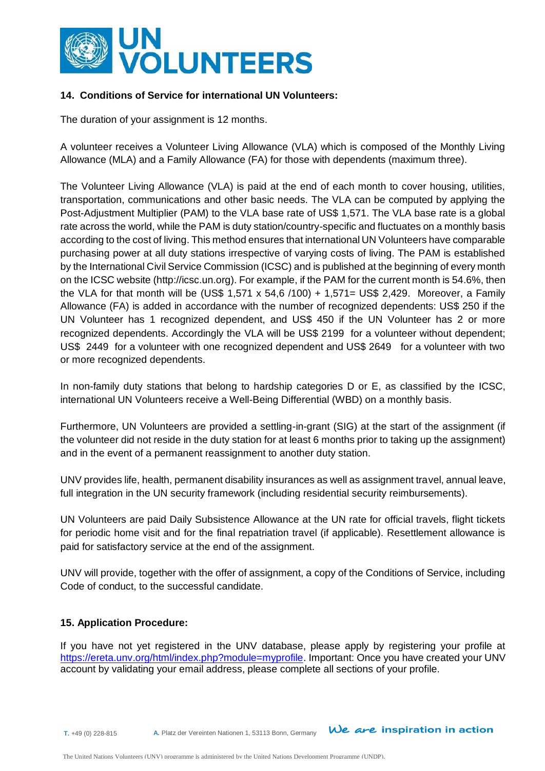**14. Conditions of Service for international UN Volunteers:**

The duration of your assignment is 12 months.

A volunteer receives a Volunteer Living Allowance (VLA) which is composed of the Monthly Living Allowance (MLA) and a Family Allowance (FA) for those with dependents (maximum three).

The Volunteer Living Allowance (VLA) is paid at the end of each month to cover housing, utilities, transportation, communications and other basic needs. The VLA can be computed by applying the Post-Adjustment Multiplier (PAM) to the VLA base rate of US$ 1,571. The VLA base rate is a global rate across the world, while the PAM is duty station/country-specific and fluctuates on a monthly basis according to the cost of living. This method ensures that international UN Volunteers have comparable purchasing power at all duty stations irrespective of varying costs of living. The PAM is established by the International Civil Service Commission (ICSC) and is published at the beginning of every month on the ICSC website (http://icsc.un.org). For example, if the PAM for the current month is 54.6%, then the VLA for that month will be (US$ 1,571 x 54,6 /100) + 1,571= US$ 2,429. Moreover, a Family Allowance (FA) is added in accordance with the number of recognized dependents: US$ 250 if the UN Volunteer has 1 recognized dependent, and US$ 450 if the UN Volunteer has 2 or more recognized dependents. Accordingly the VLA will be US$ 2199 for a volunteer without dependent; US$ 2449 for a volunteer with one recognized dependent and US$ 2649 for a volunteer with two or more recognized dependents.

In non-family duty stations that belong to hardship categories D or E, as classified by the ICSC, international UN Volunteers receive a Well-Being Differential (WBD) on a monthly basis.

Furthermore, UN Volunteers are provided a settling-in-grant (SIG) at the start of the assignment (if the volunteer did not reside in the duty station for at least 6 months prior to taking up the assignment) and in the event of a permanent reassignment to another duty station.

UNV provides life, health, permanent disability insurances as well as assignment travel, annual leave, full integration in the UN security framework (including residential security reimbursements).

UN Volunteers are paid Daily Subsistence Allowance at the UN rate for official travels, flight tickets for periodic home visit and for the final repatriation travel (if applicable). Resettlement allowance is paid for satisfactory service at the end of the assignment.

UNV will provide, together with the offer of assignment, a copy of the Conditions of Service, including Code of conduct, to the successful candidate.

**15. Application Procedure:**

If you have not yet registered in the UNV database, please apply by registering your profile at https://ereta.unv.org/html/index.php?module=myprofile. Important: Once you have created your UNV account by validating your email address, please complete all sections of your profile.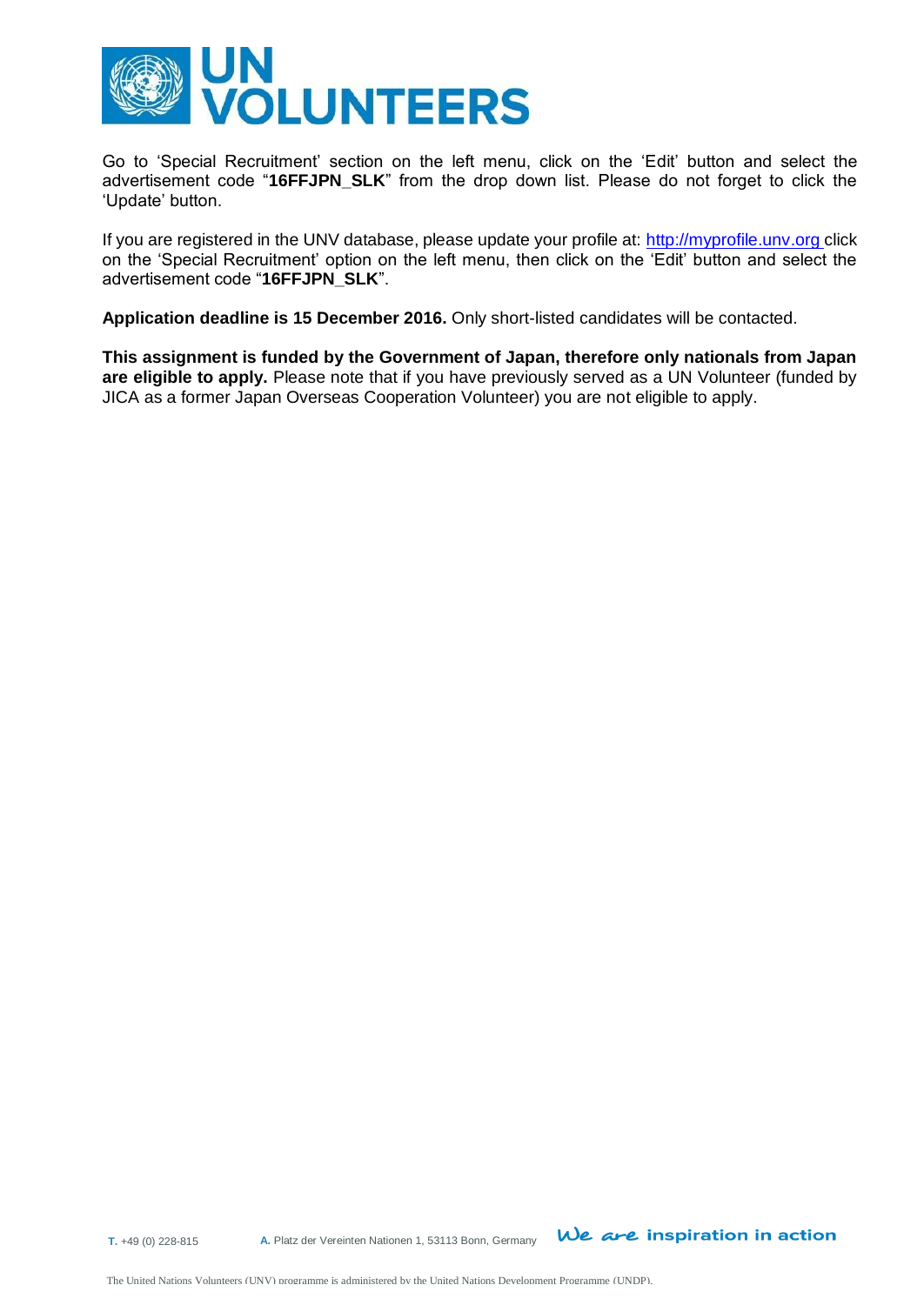Go to 'Special Recruitment' section on the left menu, click on the 'Edit' button and select the advertisement code "**16FFJPN_SLK**" from the drop down list. Please do not forget to click the 'Update' button.

If you are registered in the UNV database, please update your profile at: [http://myprofile.unv.org](http://myprofile.unv.org) click on the 'Special Recruitment' option on the left menu, then click on the 'Edit' button and select the advertisement code "**16FFJPN_SLK**".

**Application deadline is 15 December 2016.** Only short-listed candidates will be contacted.

**This assignment is funded by the Government of Japan, therefore only nationals from Japan are eligible to apply.** Please note that if you have previously served as a UN Volunteer (funded by JICA as a former Japan Overseas Cooperation Volunteer) you are not eligible to apply.